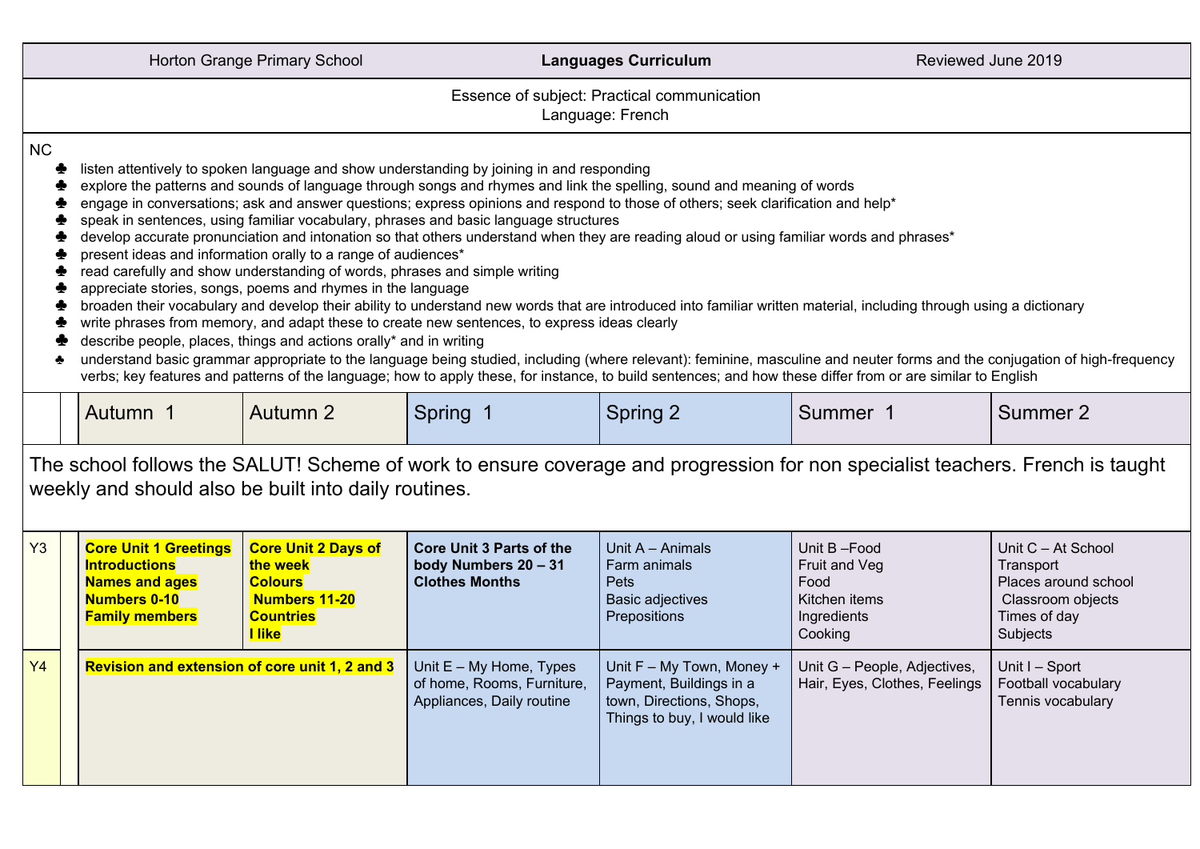| Horton Grange Primary School | **Languages Curriculum** | Reviewed June 2019 |
|---|---|---|

Essence of subject: Practical communication
Language: French

NC

- listen attentively to spoken language and show understanding by joining in and responding
- explore the patterns and sounds of language through songs and rhymes and link the spelling, sound and meaning of words
- engage in conversations; ask and answer questions; express opinions and respond to those of others; seek clarification and help*
- speak in sentences, using familiar vocabulary, phrases and basic language structures
- develop accurate pronunciation and intonation so that others understand when they are reading aloud or using familiar words and phrases*
- present ideas and information orally to a range of audiences*
- read carefully and show understanding of words, phrases and simple writing
- appreciate stories, songs, poems and rhymes in the language
- broaden their vocabulary and develop their ability to understand new words that are introduced into familiar written material, including through using a dictionary
- write phrases from memory, and adapt these to create new sentences, to express ideas clearly
- describe people, places, things and actions orally* and in writing
- understand basic grammar appropriate to the language being studied, including (where relevant): feminine, masculine and neuter forms and the conjugation of high-frequency verbs; key features and patterns of the language; how to apply these, for instance, to build sentences; and how these differ from or are similar to English

The school follows the SALUT! Scheme of work to ensure coverage and progression for non specialist teachers. French is taught weekly and should also be built into daily routines.

| | Autumn 1 | Autumn 2 | Spring 1 | Spring 2 | Summer 1 | Summer 2 |
|---|---|---|---|---|---|---|
| Y3 | **Core Unit 1 Greetings Introductions Names and ages Numbers 0-10 Family members** | **Core Unit 2 Days of the week Colours Numbers 11-20 Countries I like** | **Core Unit 3 Parts of the body Numbers 20 – 31 Clothes Months** | Unit A – Animals<br>Farm animals<br>Pets<br>Basic adjectives<br>Prepositions | Unit B –Food<br>Fruit and Veg<br>Food<br>Kitchen items<br>Ingredients<br>Cooking | Unit C – At School<br>Transport<br>Places around school<br>Classroom objects<br>Times of day<br>Subjects |
| Y4 | **Revision and extension of core unit 1, 2 and 3** | | Unit E – My Home, Types of home, Rooms, Furniture, Appliances, Daily routine | Unit F – My Town, Money + Payment, Buildings in a town, Directions, Shops, Things to buy, I would like | Unit G – People, Adjectives, Hair, Eyes, Clothes, Feelings | Unit I – Sport<br>Football vocabulary<br>Tennis vocabulary |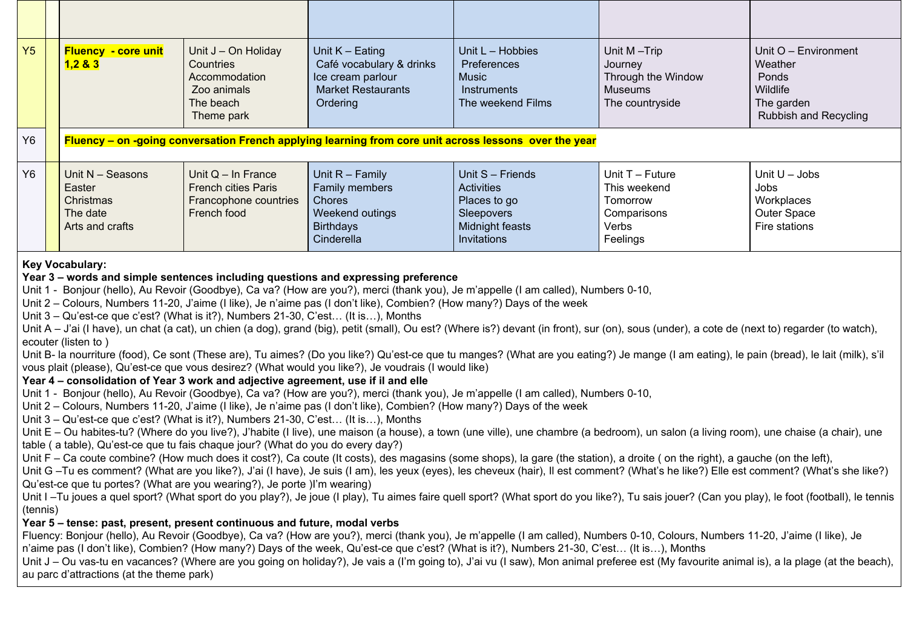| | | | | | | | |
|---|---|---|---|---|---|---|---|
| | | | | | | | |
| Y5 | | **Fluency - core unit 1,2 & 3** | Unit J – On Holiday<br>Countries<br>Accommodation<br>Zoo animals<br>The beach<br>Theme park | Unit K – Eating<br>Café vocabulary & drinks<br>Ice cream parlour<br>Market Restaurants<br>Ordering | Unit L – Hobbies<br>Preferences<br>Music<br>Instruments<br>The weekend Films | Unit M –Trip<br>Journey<br>Through the Window<br>Museums<br>The countryside | Unit O – Environment<br>Weather<br>Ponds<br>Wildlife<br>The garden<br>Rubbish and Recycling |
| Y6 | | **Fluency – on -going conversation French applying learning from core unit across lessons over the year** | | | | | |
| Y6 | | Unit N – Seasons<br>Easter<br>Christmas<br>The date<br>Arts and crafts | Unit Q – In France<br>French cities Paris<br>Francophone countries<br>French food | Unit R – Family<br>Family members<br>Chores<br>Weekend outings<br>Birthdays<br>Cinderella | Unit S – Friends<br>Activities<br>Places to go<br>Sleepovers<br>Midnight feasts<br>Invitations | Unit T – Future<br>This weekend<br>Tomorrow<br>Comparisons<br>Verbs<br>Feelings | Unit U – Jobs<br>Jobs<br>Workplaces<br>Outer Space<br>Fire stations |

**Key Vocabulary:**

**Year 3 – words and simple sentences including questions and expressing preference**

Unit 1 - Bonjour (hello), Au Revoir (Goodbye), Ca va? (How are you?), merci (thank you), Je m'appelle (I am called), Numbers 0-10,

Unit 2 – Colours, Numbers 11-20, J'aime (I like), Je n'aime pas (I don't like), Combien? (How many?) Days of the week

Unit 3 – Qu'est-ce que c'est? (What is it?), Numbers 21-30, C'est… (It is…), Months

Unit A – J'ai (I have), un chat (a cat), un chien (a dog), grand (big), petit (small), Ou est? (Where is?) devant (in front), sur (on), sous (under), a cote de (next to) regarder (to watch), ecouter (listen to )

Unit B- la nourriture (food), Ce sont (These are), Tu aimes? (Do you like?) Qu'est-ce que tu manges? (What are you eating?) Je mange (I am eating), le pain (bread), le lait (milk), s'il vous plait (please), Qu'est-ce que vous desirez? (What would you like?), Je voudrais (I would like)

**Year 4 – consolidation of Year 3 work and adjective agreement, use if il and elle**

Unit 1 - Bonjour (hello), Au Revoir (Goodbye), Ca va? (How are you?), merci (thank you), Je m'appelle (I am called), Numbers 0-10,

Unit 2 – Colours, Numbers 11-20, J'aime (I like), Je n'aime pas (I don't like), Combien? (How many?) Days of the week

Unit 3 – Qu'est-ce que c'est? (What is it?), Numbers 21-30, C'est… (It is…), Months

Unit E – Ou habites-tu? (Where do you live?), J'habite (I live), une maison (a house), a town (une ville), une chambre (a bedroom), un salon (a living room), une chaise (a chair), une table ( a table), Qu'est-ce que tu fais chaque jour? (What do you do every day?)

Unit F – Ca coute combine? (How much does it cost?), Ca coute (It costs), des magasins (some shops), la gare (the station), a droite ( on the right), a gauche (on the left),

Unit G –Tu es comment? (What are you like?), J'ai (I have), Je suis (I am), les yeux (eyes), les cheveux (hair), Il est comment? (What's he like?) Elle est comment? (What's she like?) Qu'est-ce que tu portes? (What are you wearing?), Je porte )I'm wearing)

Unit I –Tu joues a quel sport? (What sport do you play?), Je joue (I play), Tu aimes faire quell sport? (What sport do you like?), Tu sais jouer? (Can you play), le foot (football), le tennis (tennis)

**Year 5 – tense: past, present, present continuous and future, modal verbs**

Fluency: Bonjour (hello), Au Revoir (Goodbye), Ca va? (How are you?), merci (thank you), Je m'appelle (I am called), Numbers 0-10, Colours, Numbers 11-20, J'aime (I like), Je n'aime pas (I don't like), Combien? (How many?) Days of the week, Qu'est-ce que c'est? (What is it?), Numbers 21-30, C'est… (It is…), Months

Unit J – Ou vas-tu en vacances? (Where are you going on holiday?), Je vais a (I'm going to), J'ai vu (I saw), Mon animal preferee est (My favourite animal is), a la plage (at the beach), au parc d'attractions (at the theme park)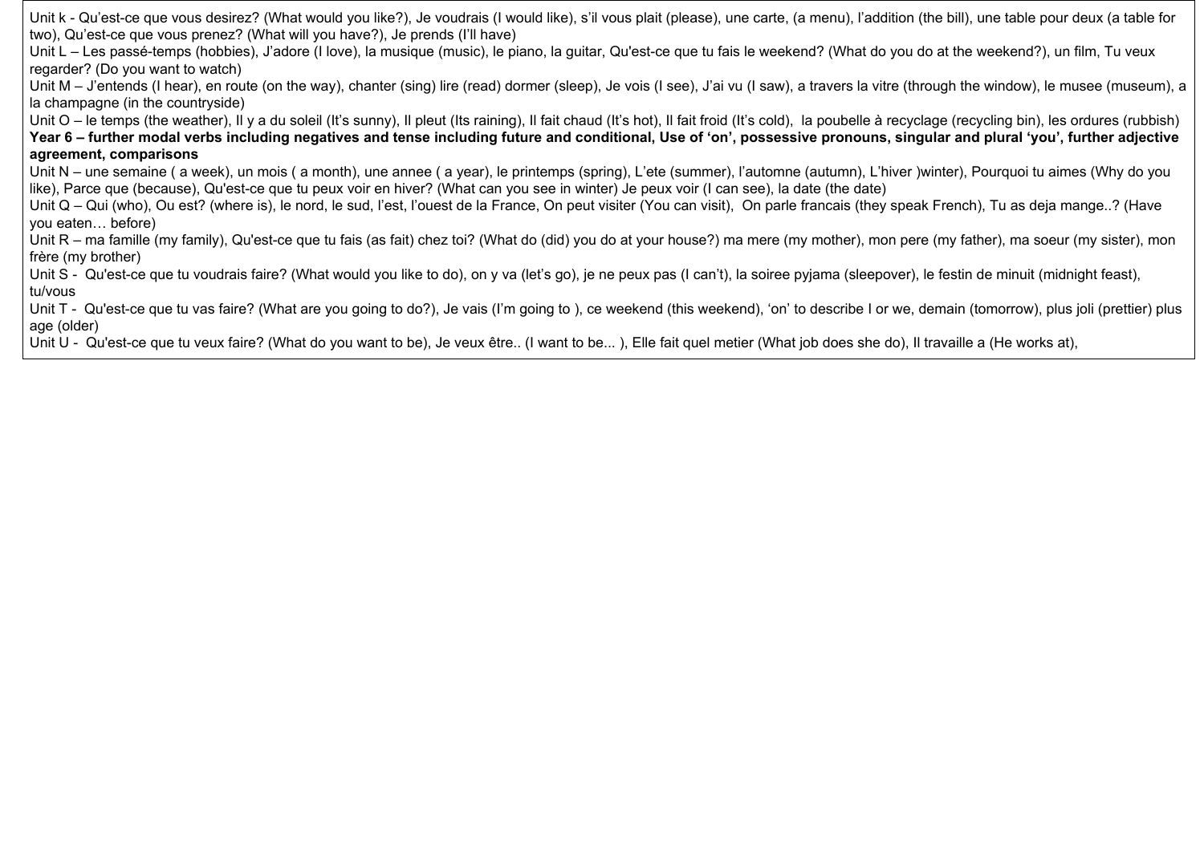Unit k - Qu'est-ce que vous desirez? (What would you like?), Je voudrais (I would like), s'il vous plait (please), une carte, (a menu), l'addition (the bill), une table pour deux (a table for two), Qu'est-ce que vous prenez? (What will you have?), Je prends (I'll have)

Unit L – Les passé-temps (hobbies), J'adore (I love), la musique (music), le piano, la guitar, Qu'est-ce que tu fais le weekend? (What do you do at the weekend?), un film, Tu veux regarder? (Do you want to watch)

Unit M – J'entends (I hear), en route (on the way), chanter (sing) lire (read) dormer (sleep), Je vois (I see), J'ai vu (I saw), a travers la vitre (through the window), le musee (museum), a la champagne (in the countryside)

Unit O – le temps (the weather), Il y a du soleil (It's sunny), Il pleut (Its raining), Il fait chaud (It's hot), Il fait froid (It's cold), la poubelle à recyclage (recycling bin), les ordures (rubbish)

**Year 6 – further modal verbs including negatives and tense including future and conditional, Use of 'on', possessive pronouns, singular and plural 'you', further adjective agreement, comparisons**

Unit N – une semaine ( a week), un mois ( a month), une annee ( a year), le printemps (spring), L'ete (summer), l'automne (autumn), L'hiver )winter), Pourquoi tu aimes (Why do you like), Parce que (because), Qu'est-ce que tu peux voir en hiver? (What can you see in winter) Je peux voir (I can see), la date (the date)

Unit Q – Qui (who), Ou est? (where is), le nord, le sud, l'est, l'ouest de la France, On peut visiter (You can visit), On parle francais (they speak French), Tu as deja mange..? (Have you eaten… before)

Unit R – ma famille (my family), Qu'est-ce que tu fais (as fait) chez toi? (What do (did) you do at your house?) ma mere (my mother), mon pere (my father), ma soeur (my sister), mon frère (my brother)

Unit S - Qu'est-ce que tu voudrais faire? (What would you like to do), on y va (let's go), je ne peux pas (I can't), la soiree pyjama (sleepover), le festin de minuit (midnight feast), tu/vous

Unit T - Qu'est-ce que tu vas faire? (What are you going to do?), Je vais (I'm going to ), ce weekend (this weekend), 'on' to describe I or we, demain (tomorrow), plus joli (prettier) plus age (older)

Unit U - Qu'est-ce que tu veux faire? (What do you want to be), Je veux être.. (I want to be... ), Elle fait quel metier (What job does she do), Il travaille a (He works at),